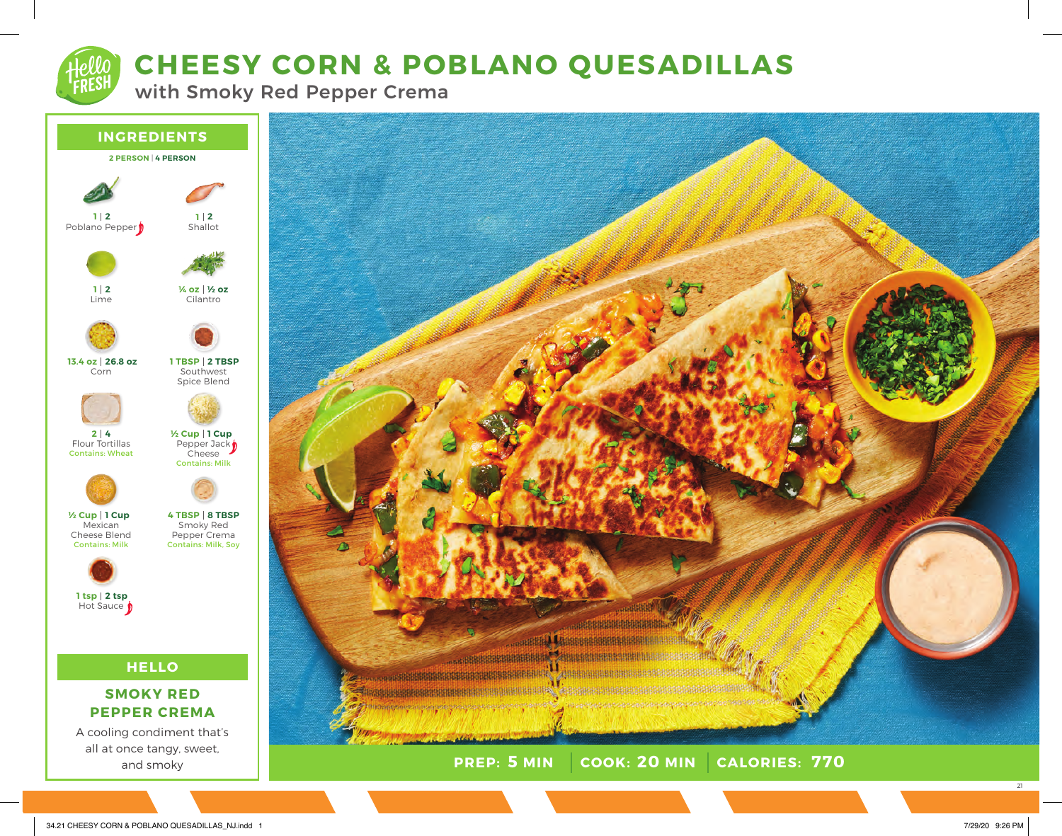# CHEESY CORN & POBLANO QUESADILLAS

## with Smoky Red Pepper Crema

## INGREDIENTS

**2 PERSON | 4 PERSON**

- **1 | 2** Poblano Pepper
- **1 | 2** Shallot
- **1 | 2** Lime
- **¼ oz | ½ oz** Cilantro
- **13.4 oz | 26.8 oz** Corn
- **1 TBSP | 2 TBSP** Southwest Spice Blend
- **2 | 4** Flour Tortillas (Contains: Wheat)
- **½ Cup | 1 Cup** Pepper Jack Cheese (Contains: Milk)
- **½ Cup | 1 Cup** Mexican Cheese Blend (Contains: Milk)
- **4 TBSP | 8 TBSP** Smoky Red Pepper Crema (Contains: Milk, Soy)
- **1 tsp | 2 tsp** Hot Sauce

## HELLO

### SMOKY RED PEPPER CREMA

A cooling condiment that's all at once tangy, sweet, and smoky

**PREP: 5 MIN | COOK: 20 MIN | CALORIES: 770**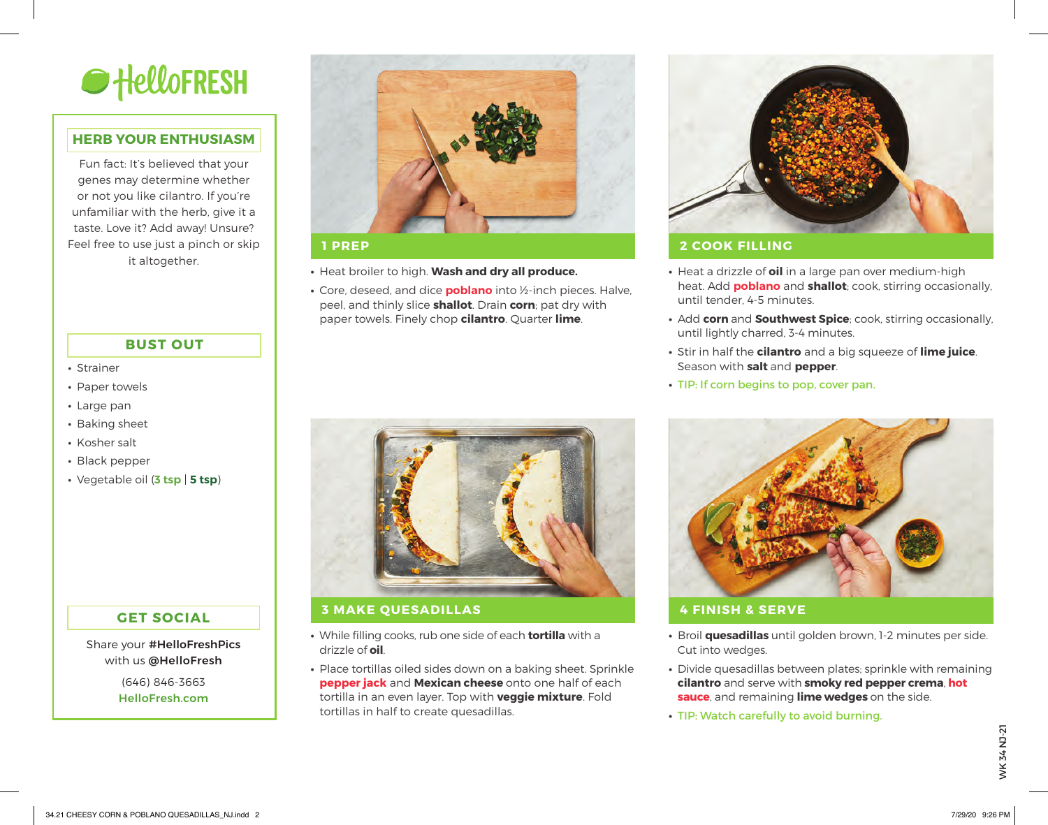# HelloFRESH

## HERB YOUR ENTHUSIASM

Fun fact: It's believed that your genes may determine whether or not you like cilantro. If you're unfamiliar with the herb, give it a taste. Love it? Add away! Unsure? Feel free to use just a pinch or skip it altogether.

## BUST OUT

- Strainer
- Paper towels
- Large pan
- Baking sheet
- Kosher salt
- Black pepper
- Vegetable oil (3 tsp | 5 tsp)

## GET SOCIAL

Share your **#HelloFreshPics** with us **@HelloFresh**

(646) 846-3663

HelloFresh.com

## 1 PREP

- Heat broiler to high. **Wash and dry all produce.**
- Core, deseed, and dice **poblano** into ½-inch pieces. Halve, peel, and thinly slice **shallot**. Drain **corn**; pat dry with paper towels. Finely chop **cilantro**. Quarter **lime**.

## 2 COOK FILLING

- Heat a drizzle of **oil** in a large pan over medium-high heat. Add **poblano** and **shallot**; cook, stirring occasionally, until tender, 4-5 minutes.
- Add **corn** and **Southwest Spice**; cook, stirring occasionally, until lightly charred, 3-4 minutes.
- Stir in half the **cilantro** and a big squeeze of **lime juice**. Season with **salt** and **pepper**.
- TIP: If corn begins to pop, cover pan.

## 3 MAKE QUESADILLAS

- While filling cooks, rub one side of each **tortilla** with a drizzle of **oil**.
- Place tortillas oiled sides down on a baking sheet. Sprinkle **pepper jack** and **Mexican cheese** onto one half of each tortilla in an even layer. Top with **veggie mixture**. Fold tortillas in half to create quesadillas.

## 4 FINISH & SERVE

- Broil **quesadillas** until golden brown, 1-2 minutes per side. Cut into wedges.
- Divide quesadillas between plates; sprinkle with remaining **cilantro** and serve with **smoky red pepper crema**, **hot sauce**, and remaining **lime wedges** on the side.
- TIP: Watch carefully to avoid burning.

WK 34 NJ-21